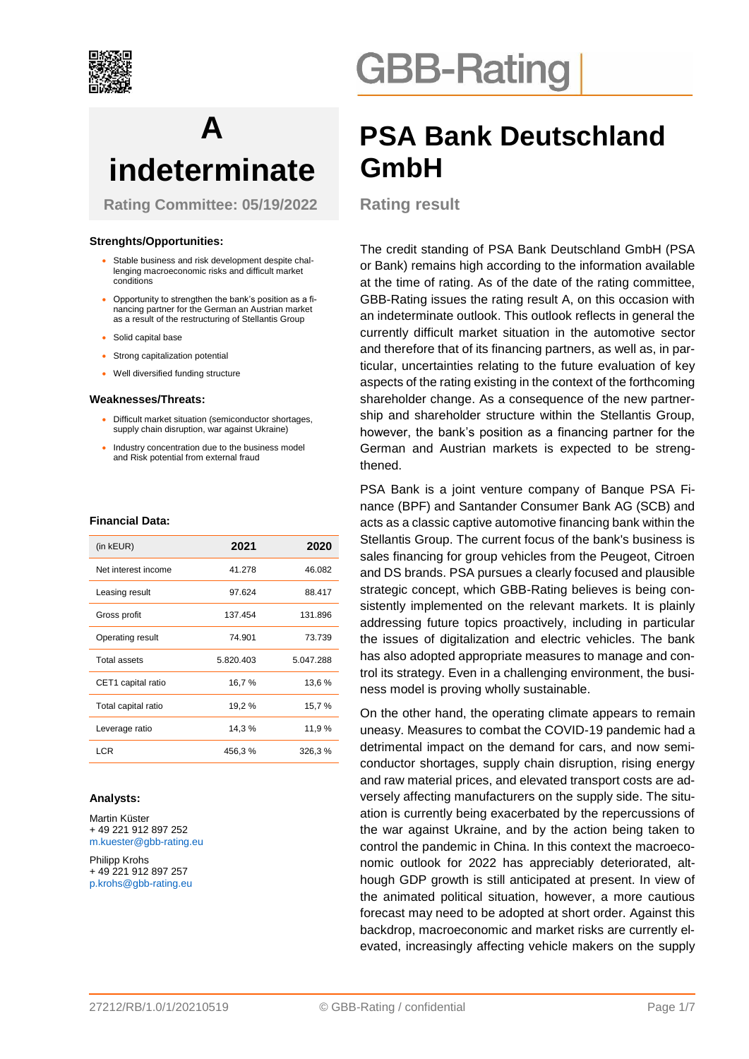GBB-Rating

# A indeterminate

**Rating Committee: 05/19/2022**

# PSA Bank Deutschland GmbH

## Rating result

### Strenghts/Opportunities:

- Stable business and risk development despite challenging macroeconomic risks and difficult market conditions
- Opportunity to strengthen the bank's position as a financing partner for the German an Austrian market as a result of the restructuring of Stellantis Group
- Solid capital base
- Strong capitalization potential
- Well diversified funding structure

### Weaknesses/Threats:

- Difficult market situation (semiconductor shortages, supply chain disruption, war against Ukraine)
- Industry concentration due to the business model and Risk potential from external fraud

### Financial Data:

| (in kEUR) | 2021 | 2020 |
|---|---|---|
| Net interest income | 41.278 | 46.082 |
| Leasing result | 97.624 | 88.417 |
| Gross profit | 137.454 | 131.896 |
| Operating result | 74.901 | 73.739 |
| Total assets | 5.820.403 | 5.047.288 |
| CET1 capital ratio | 16,7 % | 13,6 % |
| Total capital ratio | 19,2 % | 15,7 % |
| Leverage ratio | 14,3 % | 11,9 % |
| LCR | 456,3 % | 326,3 % |

### Analysts:

Martin Küster
+ 49 221 912 897 252
m.kuester@gbb-rating.eu

Philipp Krohs
+ 49 221 912 897 257
p.krohs@gbb-rating.eu

The credit standing of PSA Bank Deutschland GmbH (PSA or Bank) remains high according to the information available at the time of rating. As of the date of the rating committee, GBB-Rating issues the rating result A, on this occasion with an indeterminate outlook. This outlook reflects in general the currently difficult market situation in the automotive sector and therefore that of its financing partners, as well as, in particular, uncertainties relating to the future evaluation of key aspects of the rating existing in the context of the forthcoming shareholder change. As a consequence of the new partnership and shareholder structure within the Stellantis Group, however, the bank's position as a financing partner for the German and Austrian markets is expected to be strengthened.

PSA Bank is a joint venture company of Banque PSA Finance (BPF) and Santander Consumer Bank AG (SCB) and acts as a classic captive automotive financing bank within the Stellantis Group. The current focus of the bank's business is sales financing for group vehicles from the Peugeot, Citroen and DS brands. PSA pursues a clearly focused and plausible strategic concept, which GBB-Rating believes is being consistently implemented on the relevant markets. It is plainly addressing future topics proactively, including in particular the issues of digitalization and electric vehicles. The bank has also adopted appropriate measures to manage and control its strategy. Even in a challenging environment, the business model is proving wholly sustainable.

On the other hand, the operating climate appears to remain uneasy. Measures to combat the COVID-19 pandemic had a detrimental impact on the demand for cars, and now semiconductor shortages, supply chain disruption, rising energy and raw material prices, and elevated transport costs are adversely affecting manufacturers on the supply side. The situation is currently being exacerbated by the repercussions of the war against Ukraine, and by the action being taken to control the pandemic in China. In this context the macroeconomic outlook for 2022 has appreciably deteriorated, although GDP growth is still anticipated at present. In view of the animated political situation, however, a more cautious forecast may need to be adopted at short order. Against this backdrop, macroeconomic and market risks are currently elevated, increasingly affecting vehicle makers on the supply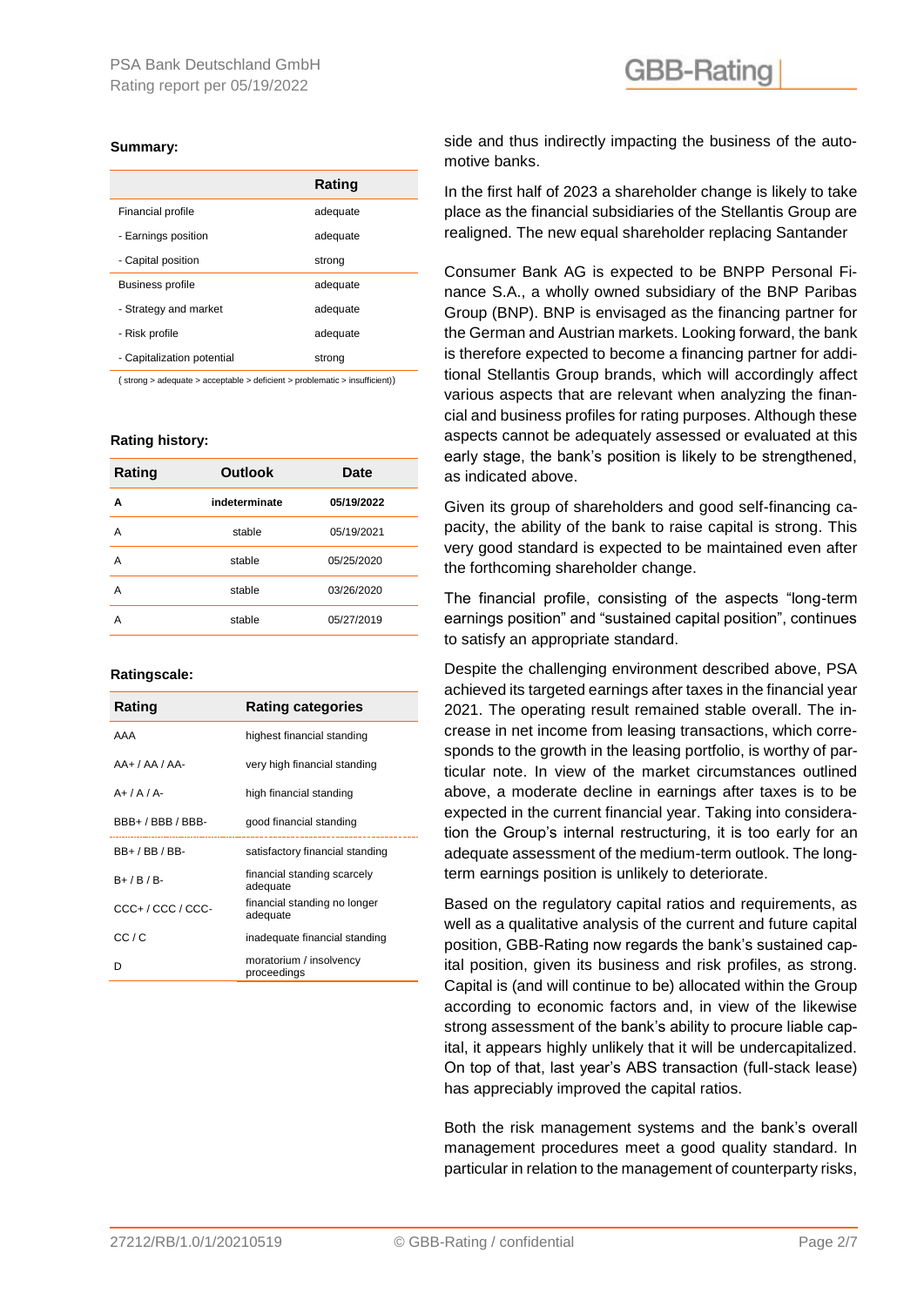**Summary:**

| | Rating |
|---|---|
| Financial profile | adequate |
| - Earnings position | adequate |
| - Capital position | strong |
| Business profile | adequate |
| - Strategy and market | adequate |
| - Risk profile | adequate |
| - Capitalization potential | strong |

( strong > adequate > acceptable > deficient > problematic > insufficient))

**Rating history:**

| Rating | Outlook | Date |
|---|---|---|
| **A** | **indeterminate** | **05/19/2022** |
| A | stable | 05/19/2021 |
| A | stable | 05/25/2020 |
| A | stable | 03/26/2020 |
| A | stable | 05/27/2019 |

**Ratingscale:**

| Rating | Rating categories |
|---|---|
| AAA | highest financial standing |
| AA+ / AA / AA- | very high financial standing |
| A+ / A / A- | high financial standing |
| BBB+ / BBB / BBB- | good financial standing |
| BB+ / BB / BB- | satisfactory financial standing |
| B+ / B / B- | financial standing scarcely adequate |
| CCC+ / CCC / CCC- | financial standing no longer adequate |
| CC / C | inadequate financial standing |
| D | moratorium / insolvency proceedings |

side and thus indirectly impacting the business of the automotive banks.

In the first half of 2023 a shareholder change is likely to take place as the financial subsidiaries of the Stellantis Group are realigned. The new equal shareholder replacing Santander

Consumer Bank AG is expected to be BNPP Personal Finance S.A., a wholly owned subsidiary of the BNP Paribas Group (BNP). BNP is envisaged as the financing partner for the German and Austrian markets. Looking forward, the bank is therefore expected to become a financing partner for additional Stellantis Group brands, which will accordingly affect various aspects that are relevant when analyzing the financial and business profiles for rating purposes. Although these aspects cannot be adequately assessed or evaluated at this early stage, the bank's position is likely to be strengthened, as indicated above.

Given its group of shareholders and good self-financing capacity, the ability of the bank to raise capital is strong. This very good standard is expected to be maintained even after the forthcoming shareholder change.

The financial profile, consisting of the aspects "long-term earnings position" and "sustained capital position", continues to satisfy an appropriate standard.

Despite the challenging environment described above, PSA achieved its targeted earnings after taxes in the financial year 2021. The operating result remained stable overall. The increase in net income from leasing transactions, which corresponds to the growth in the leasing portfolio, is worthy of particular note. In view of the market circumstances outlined above, a moderate decline in earnings after taxes is to be expected in the current financial year. Taking into consideration the Group's internal restructuring, it is too early for an adequate assessment of the medium-term outlook. The long-term earnings position is unlikely to deteriorate.

Based on the regulatory capital ratios and requirements, as well as a qualitative analysis of the current and future capital position, GBB-Rating now regards the bank's sustained capital position, given its business and risk profiles, as strong. Capital is (and will continue to be) allocated within the Group according to economic factors and, in view of the likewise strong assessment of the bank's ability to procure liable capital, it appears highly unlikely that it will be undercapitalized. On top of that, last year's ABS transaction (full-stack lease) has appreciably improved the capital ratios.

Both the risk management systems and the bank's overall management procedures meet a good quality standard. In particular in relation to the management of counterparty risks,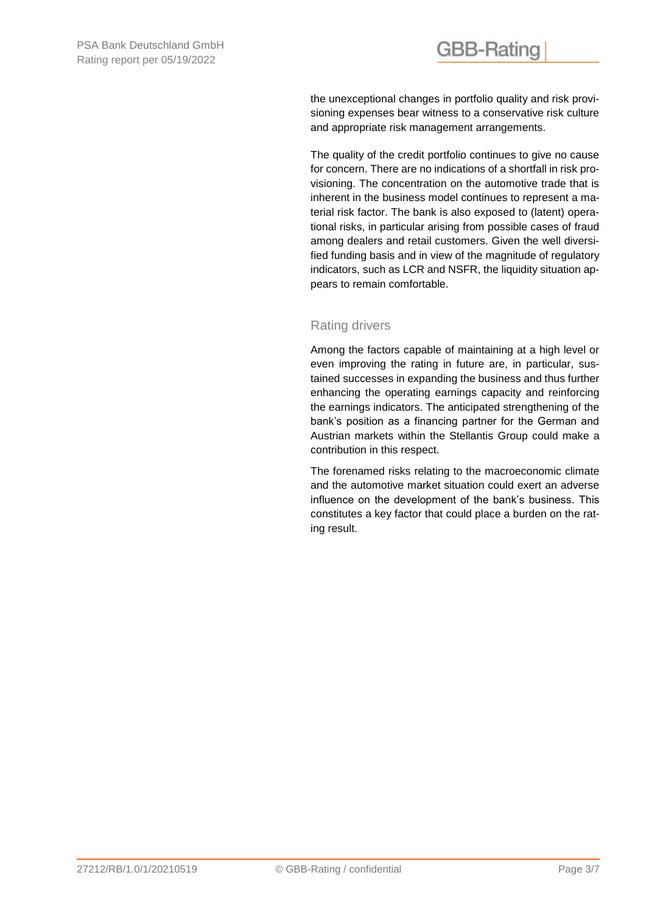the unexceptional changes in portfolio quality and risk provisioning expenses bear witness to a conservative risk culture and appropriate risk management arrangements.

The quality of the credit portfolio continues to give no cause for concern. There are no indications of a shortfall in risk provisioning. The concentration on the automotive trade that is inherent in the business model continues to represent a material risk factor. The bank is also exposed to (latent) operational risks, in particular arising from possible cases of fraud among dealers and retail customers. Given the well diversified funding basis and in view of the magnitude of regulatory indicators, such as LCR and NSFR, the liquidity situation appears to remain comfortable.

## Rating drivers

Among the factors capable of maintaining at a high level or even improving the rating in future are, in particular, sustained successes in expanding the business and thus further enhancing the operating earnings capacity and reinforcing the earnings indicators. The anticipated strengthening of the bank's position as a financing partner for the German and Austrian markets within the Stellantis Group could make a contribution in this respect.

The forenamed risks relating to the macroeconomic climate and the automotive market situation could exert an adverse influence on the development of the bank's business. This constitutes a key factor that could place a burden on the rating result.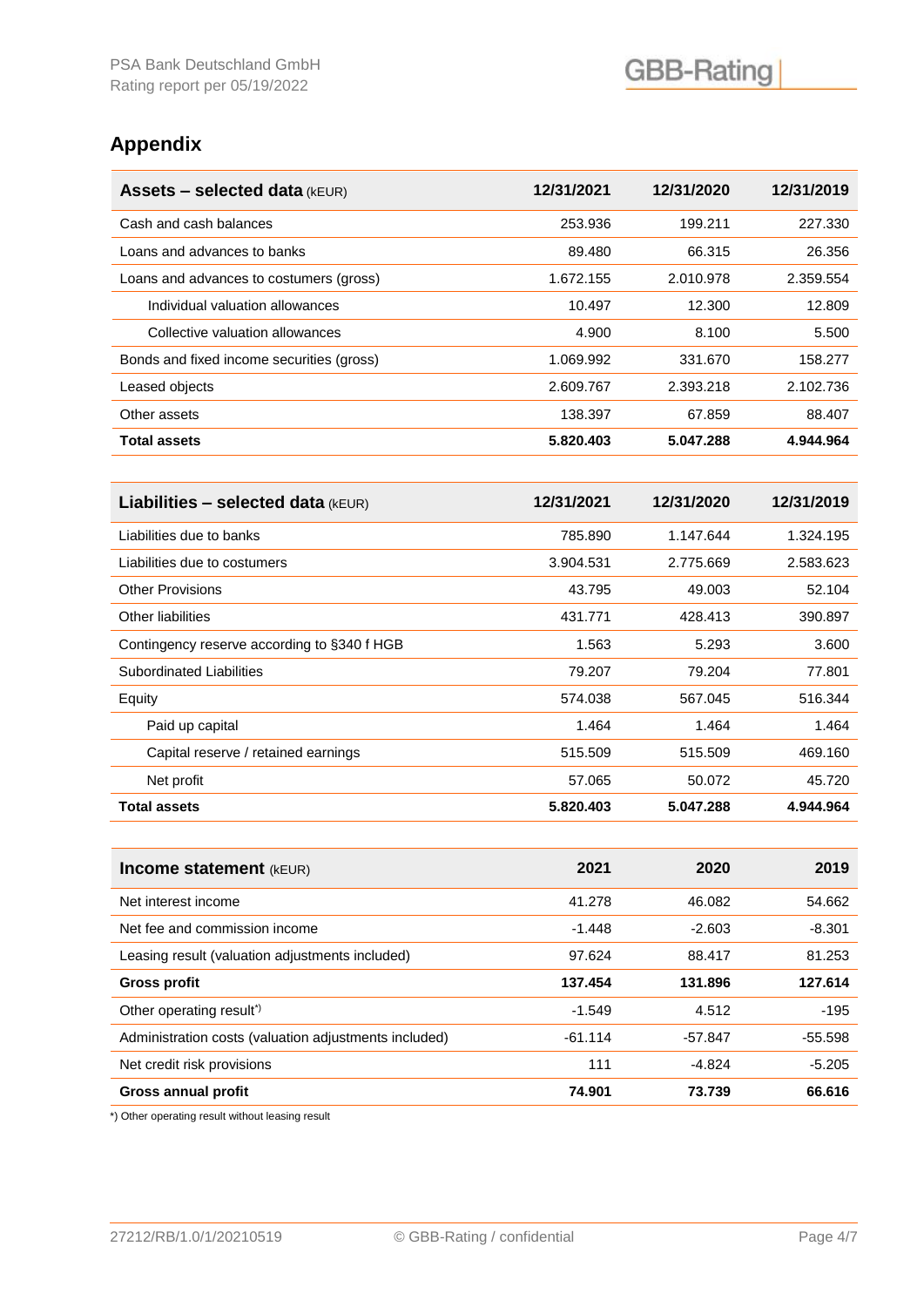## Appendix

| **Assets – selected data** (kEUR) | **12/31/2021** | **12/31/2020** | **12/31/2019** |
|---|---|---|---|
| Cash and cash balances | 253.936 | 199.211 | 227.330 |
| Loans and advances to banks | 89.480 | 66.315 | 26.356 |
| Loans and advances to costumers (gross) | 1.672.155 | 2.010.978 | 2.359.554 |
| Individual valuation allowances | 10.497 | 12.300 | 12.809 |
| Collective valuation allowances | 4.900 | 8.100 | 5.500 |
| Bonds and fixed income securities (gross) | 1.069.992 | 331.670 | 158.277 |
| Leased objects | 2.609.767 | 2.393.218 | 2.102.736 |
| Other assets | 138.397 | 67.859 | 88.407 |
| **Total assets** | **5.820.403** | **5.047.288** | **4.944.964** |

| **Liabilities – selected data** (kEUR) | **12/31/2021** | **12/31/2020** | **12/31/2019** |
|---|---|---|---|
| Liabilities due to banks | 785.890 | 1.147.644 | 1.324.195 |
| Liabilities due to costumers | 3.904.531 | 2.775.669 | 2.583.623 |
| Other Provisions | 43.795 | 49.003 | 52.104 |
| Other liabilities | 431.771 | 428.413 | 390.897 |
| Contingency reserve according to §340 f HGB | 1.563 | 5.293 | 3.600 |
| Subordinated Liabilities | 79.207 | 79.204 | 77.801 |
| Equity | 574.038 | 567.045 | 516.344 |
| Paid up capital | 1.464 | 1.464 | 1.464 |
| Capital reserve / retained earnings | 515.509 | 515.509 | 469.160 |
| Net profit | 57.065 | 50.072 | 45.720 |
| **Total assets** | **5.820.403** | **5.047.288** | **4.944.964** |

| **Income statement** (kEUR) | **2021** | **2020** | **2019** |
|---|---|---|---|
| Net interest income | 41.278 | 46.082 | 54.662 |
| Net fee and commission income | -1.448 | -2.603 | -8.301 |
| Leasing result (valuation adjustments included) | 97.624 | 88.417 | 81.253 |
| **Gross profit** | **137.454** | **131.896** | **127.614** |
| Other operating result*) | -1.549 | 4.512 | -195 |
| Administration costs (valuation adjustments included) | -61.114 | -57.847 | -55.598 |
| Net credit risk provisions | 111 | -4.824 | -5.205 |
| **Gross annual profit** | **74.901** | **73.739** | **66.616** |

*) Other operating result without leasing result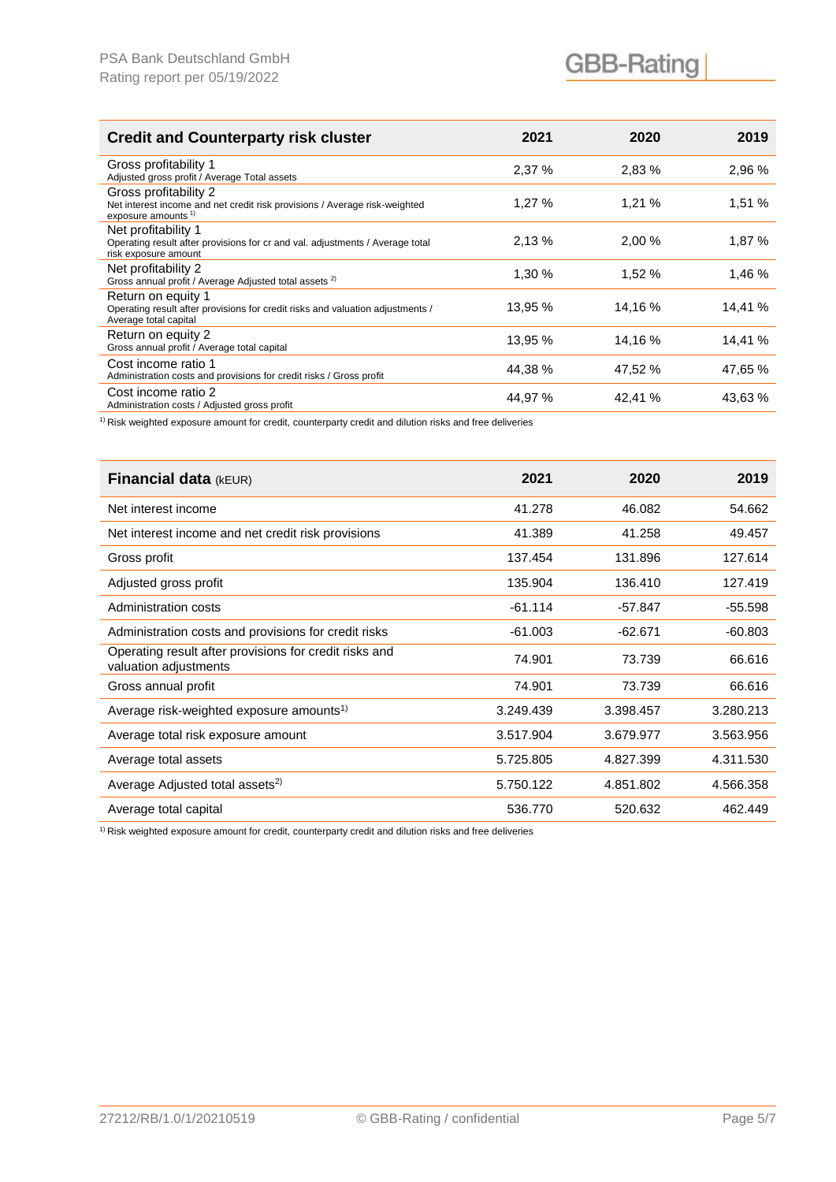| Credit and Counterparty risk cluster | 2021 | 2020 | 2019 |
|---|---|---|---|
| Gross profitability 1<br>Adjusted gross profit / Average Total assets | 2,37 % | 2,83 % | 2,96 % |
| Gross profitability 2<br>Net interest income and net credit risk provisions / Average risk-weighted exposure amounts [1] | 1,27 % | 1,21 % | 1,51 % |
| Net profitability 1<br>Operating result after provisions for cr and val. adjustments / Average total risk exposure amount | 2,13 % | 2,00 % | 1,87 % |
| Net profitability 2<br>Gross annual profit / Average Adjusted total assets [2] | 1,30 % | 1,52 % | 1,46 % |
| Return on equity 1<br>Operating result after provisions for credit risks and valuation adjustments / Average total capital | 13,95 % | 14,16 % | 14,41 % |
| Return on equity 2<br>Gross annual profit / Average total capital | 13,95 % | 14,16 % | 14,41 % |
| Cost income ratio 1<br>Administration costs and provisions for credit risks / Gross profit | 44,38 % | 47,52 % | 47,65 % |
| Cost income ratio 2<br>Administration costs / Adjusted gross profit | 44,97 % | 42,41 % | 43,63 % |

[1] Risk weighted exposure amount for credit, counterparty credit and dilution risks and free deliveries

| Financial data (kEUR) | 2021 | 2020 | 2019 |
|---|---|---|---|
| Net interest income | 41.278 | 46.082 | 54.662 |
| Net interest income and net credit risk provisions | 41.389 | 41.258 | 49.457 |
| Gross profit | 137.454 | 131.896 | 127.614 |
| Adjusted gross profit | 135.904 | 136.410 | 127.419 |
| Administration costs | -61.114 | -57.847 | -55.598 |
| Administration costs and provisions for credit risks | -61.003 | -62.671 | -60.803 |
| Operating result after provisions for credit risks and valuation adjustments | 74.901 | 73.739 | 66.616 |
| Gross annual profit | 74.901 | 73.739 | 66.616 |
| Average risk-weighted exposure amounts[1] | 3.249.439 | 3.398.457 | 3.280.213 |
| Average total risk exposure amount | 3.517.904 | 3.679.977 | 3.563.956 |
| Average total assets | 5.725.805 | 4.827.399 | 4.311.530 |
| Average Adjusted total assets[2] | 5.750.122 | 4.851.802 | 4.566.358 |
| Average total capital | 536.770 | 520.632 | 462.449 |

[1] Risk weighted exposure amount for credit, counterparty credit and dilution risks and free deliveries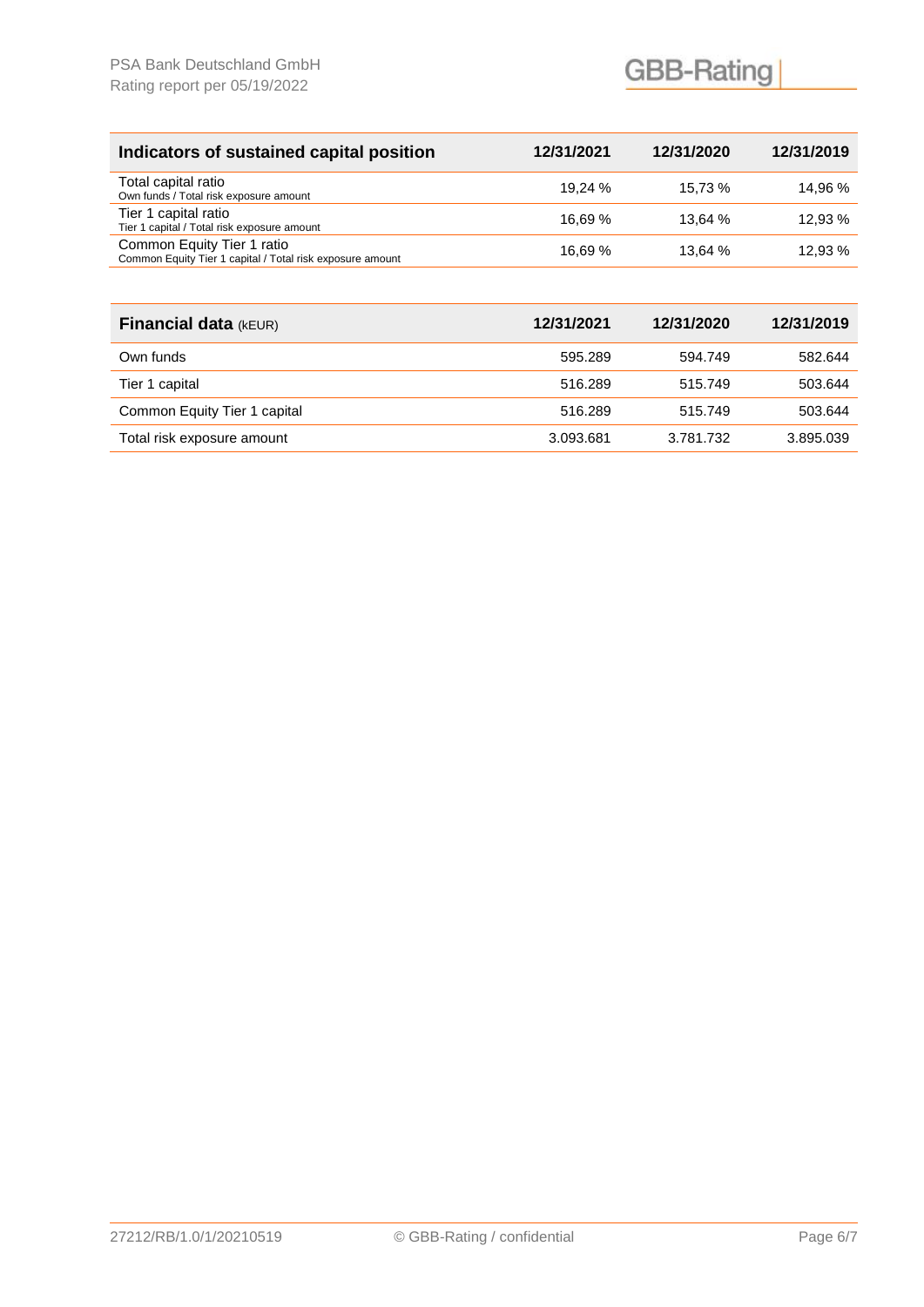| Indicators of sustained capital position | 12/31/2021 | 12/31/2020 | 12/31/2019 |
|---|---|---|---|
| Total capital ratio<br>Own funds / Total risk exposure amount | 19,24 % | 15,73 % | 14,96 % |
| Tier 1 capital ratio<br>Tier 1 capital / Total risk exposure amount | 16,69 % | 13,64 % | 12,93 % |
| Common Equity Tier 1 ratio<br>Common Equity Tier 1 capital / Total risk exposure amount | 16,69 % | 13,64 % | 12,93 % |

| **Financial data** (kEUR) | 12/31/2021 | 12/31/2020 | 12/31/2019 |
|---|---|---|---|
| Own funds | 595.289 | 594.749 | 582.644 |
| Tier 1 capital | 516.289 | 515.749 | 503.644 |
| Common Equity Tier 1 capital | 516.289 | 515.749 | 503.644 |
| Total risk exposure amount | 3.093.681 | 3.781.732 | 3.895.039 |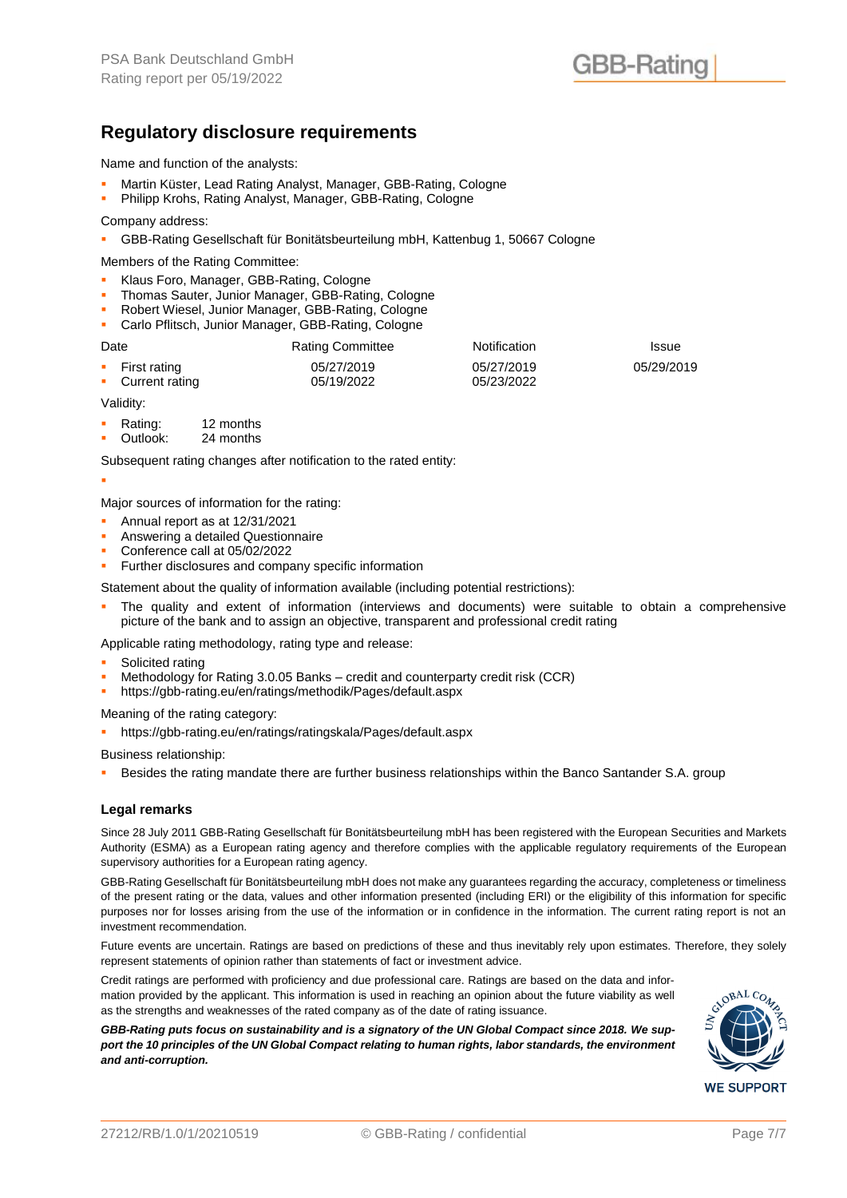## Regulatory disclosure requirements

Name and function of the analysts:

- Martin Küster, Lead Rating Analyst, Manager, GBB-Rating, Cologne
- Philipp Krohs, Rating Analyst, Manager, GBB-Rating, Cologne

Company address:

- GBB-Rating Gesellschaft für Bonitätsbeurteilung mbH, Kattenbug 1, 50667 Cologne

Members of the Rating Committee:

- Klaus Foro, Manager, GBB-Rating, Cologne
- Thomas Sauter, Junior Manager, GBB-Rating, Cologne
- Robert Wiesel, Junior Manager, GBB-Rating, Cologne
- Carlo Pflitsch, Junior Manager, GBB-Rating, Cologne

| Date | Rating Committee | Notification | Issue |
|---|---|---|---|
| First rating | 05/27/2019 | 05/27/2019 | 05/29/2019 |
| Current rating | 05/19/2022 | 05/23/2022 | |

Validity:

- Rating: 12 months
- Outlook: 24 months

Subsequent rating changes after notification to the rated entity:

-

Major sources of information for the rating:

- Annual report as at 12/31/2021
- Answering a detailed Questionnaire
- Conference call at 05/02/2022
- Further disclosures and company specific information

Statement about the quality of information available (including potential restrictions):

- The quality and extent of information (interviews and documents) were suitable to obtain a comprehensive picture of the bank and to assign an objective, transparent and professional credit rating

Applicable rating methodology, rating type and release:

- Solicited rating
- Methodology for Rating 3.0.05 Banks – credit and counterparty credit risk (CCR)
- https://gbb-rating.eu/en/ratings/methodik/Pages/default.aspx

Meaning of the rating category:

- https://gbb-rating.eu/en/ratings/ratingskala/Pages/default.aspx

Business relationship:

- Besides the rating mandate there are further business relationships within the Banco Santander S.A. group

### Legal remarks

Since 28 July 2011 GBB-Rating Gesellschaft für Bonitätsbeurteilung mbH has been registered with the European Securities and Markets Authority (ESMA) as a European rating agency and therefore complies with the applicable regulatory requirements of the European supervisory authorities for a European rating agency.

GBB-Rating Gesellschaft für Bonitätsbeurteilung mbH does not make any guarantees regarding the accuracy, completeness or timeliness of the present rating or the data, values and other information presented (including ERI) or the eligibility of this information for specific purposes nor for losses arising from the use of the information or in confidence in the information. The current rating report is not an investment recommendation.

Future events are uncertain. Ratings are based on predictions of these and thus inevitably rely upon estimates. Therefore, they solely represent statements of opinion rather than statements of fact or investment advice.

Credit ratings are performed with proficiency and due professional care. Ratings are based on the data and information provided by the applicant. This information is used in reaching an opinion about the future viability as well as the strengths and weaknesses of the rated company as of the date of rating issuance.

***GBB-Rating puts focus on sustainability and is a signatory of the UN Global Compact since 2018. We support the 10 principles of the UN Global Compact relating to human rights, labor standards, the environment and anti-corruption.***

WE SUPPORT